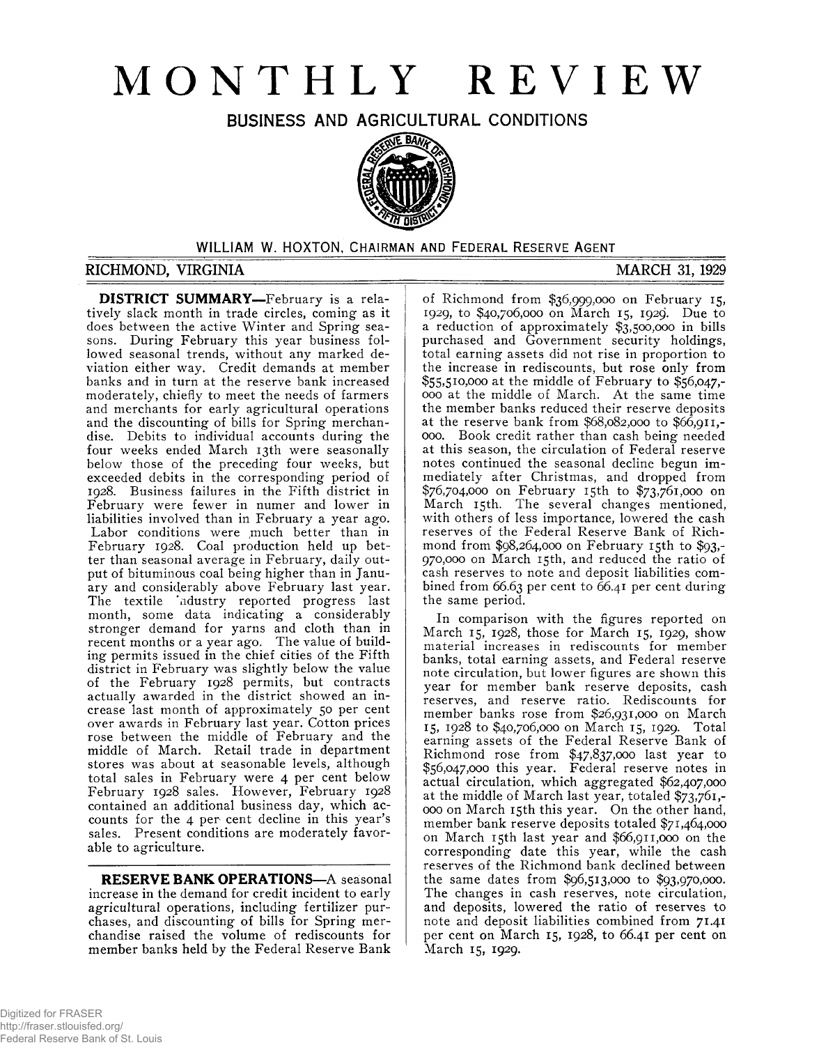# MONTHLY REVIEW

## BUSINESS AND AGRICULTURAL CONDITIONS

WILLIAM W. HOXTON, CHAIRMAN AND FEDERAL RESERVE AGENT

RICHMOND, VIRGINIA — MARCH 31, 1929

**DISTRICT SUMMARY**—February is a relatively slack month in trade circles, coming as it does between the active Winter and Spring seasons. During February this year business followed seasonal trends, without any marked deviation either way. Credit demands at member banks and in turn at the reserve bank increased moderately, chiefly to meet the needs of farmers and merchants for early agricultural operations and the discounting of bills for Spring merchandise. Debits to individual accounts during the four weeks ended March 13th were seasonally below those of the preceding four weeks, but exceeded debits in the corresponding period of 1928. Business failures in the Fifth district in February were fewer in numer and lower in liabilities involved than in February a year ago. Labor conditions were much better than in February 1928. Coal production held up better than seasonal average in February, daily output of bituminous coal being higher than in January and considerably above February last year. The textile industry reported progress last month, some data indicating a considerably stronger demand for yarns and cloth than in recent months or a year ago. The value of building permits issued in the chief cities of the Fifth district in February was slightly below the value of the February 1928 permits, but contracts actually awarded in the district showed an increase last month of approximately 50 per cent over awards in February last year. Cotton prices rose between the middle of February and the middle of March. Retail trade in department stores was about at seasonable levels, although total sales in February were 4 per cent below February 1928 sales. However, February 1928 contained an additional business day, which accounts for the 4 per cent decline in this year's sales. Present conditions are moderately favorable to agriculture.

**RESERVE BANK OPERATIONS**—A seasonal increase in the demand for credit incident to early agricultural operations, including fertilizer purchases, and discounting of bills for Spring merchandise raised the volume of rediscounts for member banks held by the Federal Reserve Bank of Richmond from $36,999,000 on February 15, 1929, to $40,706,000 on March 15, 1929. Due to a reduction of approximately $3,500,000 in bills purchased and Government security holdings, total earning assets did not rise in proportion to the increase in rediscounts, but rose only from $55,510,000 at the middle of February to $56,047,000 at the middle of March. At the same time the member banks reduced their reserve deposits at the reserve bank from $68,082,000 to $66,911,000. Book credit rather than cash being needed at this season, the circulation of Federal reserve notes continued the seasonal decline begun immediately after Christmas, and dropped from $76,704,000 on February 15th to $73,761,000 on March 15th. The several changes mentioned, with others of less importance, lowered the cash reserves of the Federal Reserve Bank of Richmond from $98,264,000 on February 15th to $93,970,000 on March 15th, and reduced the ratio of cash reserves to note and deposit liabilities combined from 66.63 per cent to 66.41 per cent during the same period.

In comparison with the figures reported on March 15, 1928, those for March 15, 1929, show material increases in rediscounts for member banks, total earning assets, and Federal reserve note circulation, but lower figures are shown this year for member bank reserve deposits, cash reserves, and reserve ratio. Rediscounts for member banks rose from $26,931,000 on March 15, 1928 to $40,706,000 on March 15, 1929. Total earning assets of the Federal Reserve Bank of Richmond rose from $47,837,000 last year to $56,047,000 this year. Federal reserve notes in actual circulation, which aggregated $62,407,000 at the middle of March last year, totaled $73,761,000 on March 15th this year. On the other hand, member bank reserve deposits totaled $71,464,000 on March 15th last year and $66,911,000 on the corresponding date this year, while the cash reserves of the Richmond bank declined between the same dates from $96,513,000 to $93,970,000. The changes in cash reserves, note circulation, and deposits, lowered the ratio of reserves to note and deposit liabilities combined from 71.41 per cent on March 15, 1928, to 66.41 per cent on March 15, 1929.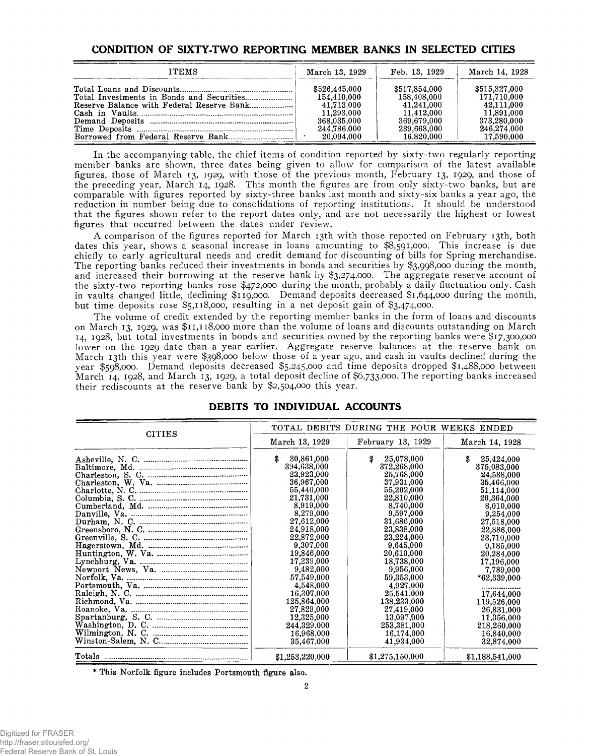## CONDITION OF SIXTY-TWO REPORTING MEMBER BANKS IN SELECTED CITIES

| ITEMS | March 13, 1929 | Feb. 13, 1929 | March 14, 1928 |
|---|---|---|---|
| Total Loans and Discounts | $526,445,000 | $517,854,000 | $515,327,000 |
| Total Investments in Bonds and Securities | 154,410,000 | 158,408,000 | 171,710,000 |
| Reserve Balance with Federal Reserve Bank | 41,713,000 | 41,241,000 | 42,111,000 |
| Cash in Vaults | 11,293,000 | 11,412,000 | 11,891,000 |
| Demand Deposits | 368,035,000 | 369,679,000 | 373,280,000 |
| Time Deposits | 244,786,000 | 239,668,000 | 246,274,000 |
| Borrowed from Federal Reserve Bank | 20,094,000 | 16,820,000 | 17,590,000 |

In the accompanying table, the chief items of condition reported by sixty-two regularly reporting member banks are shown, three dates being given to allow for comparison of the latest available figures, those of March 13, 1929, with those of the previous month, February 13, 1929, and those of the preceding year, March 14, 1928. This month the figures are from only sixty-two banks, but are comparable with figures reported by sixty-three banks last month and sixty-six banks a year ago, the reduction in number being due to consolidations of reporting institutions. It should be understood that the figures shown refer to the report dates only, and are not necessarily the highest or lowest figures that occurred between the dates under review.

A comparison of the figures reported for March 13th with those reported on February 13th, both dates this year, shows a seasonal increase in loans amounting to $8,591,000. This increase is due chiefly to early agricultural needs and credit demand for discounting of bills for Spring merchandise. The reporting banks reduced their investments in bonds and securities by $3,998,000 during the month, and increased their borrowing at the reserve bank by $3,274,000. The aggregate reserve account of the sixty-two reporting banks rose $472,000 during the month, probably a daily fluctuation only. Cash in vaults changed little, declining $119,000. Demand deposits decreased $1,644,000 during the month, but time deposits rose $5,118,000, resulting in a net deposit gain of $3,474,000.

The volume of credit extended by the reporting member banks in the form of loans and discounts on March 13, 1929, was $11,118,000 more than the volume of loans and discounts outstanding on March 14, 1928, but total investments in bonds and securities owned by the reporting banks were $17,300,000 lower on the 1929 date than a year earlier. Aggregate reserve balances at the reserve bank on March 13th this year were $398,000 below those of a year ago, and cash in vaults declined during the year $598,000. Demand deposits decreased $5,245,000 and time deposits dropped $1,488,000 between March 14, 1928, and March 13, 1929, a total deposit decline of $6,733,000. The reporting banks increased their rediscounts at the reserve bank by $2,504,000 this year.

## DEBITS TO INDIVIDUAL ACCOUNTS

| CITIES | TOTAL DEBITS DURING THE FOUR WEEKS ENDED | | |
|---|---|---|---|
| | March 13, 1929 | February 13, 1929 | March 14, 1928 |
| Asheville, N. C. | $ 30,861,000 | $ 25,078,000 | $ 25,424,000 |
| Baltimore, Md. | 394,638,000 | 372,268,000 | 375,083,000 |
| Charleston, S. C. | 23,923,000 | 25,768,000 | 24,588,000 |
| Charleston, W. Va. | 36,967,000 | 37,931,000 | 35,466,000 |
| Charlotte, N. C. | 55,440,000 | 55,202,000 | 51,114,000 |
| Columbia, S. C. | 21,731,000 | 22,810,000 | 20,364,000 |
| Cumberland, Md. | 8,919,000 | 8,740,000 | 8,010,000 |
| Danville, Va. | 8,279,000 | 9,597,000 | 9,254,000 |
| Durham, N. C. | 27,612,000 | 31,686,000 | 27,518,000 |
| Greensboro, N. C. | 24,918,000 | 23,838,000 | 22,886,000 |
| Greenville, S. C. | 22,872,000 | 23,224,000 | 23,710,000 |
| Hagerstown, Md. | 9,307,000 | 9,645,000 | 9,185,000 |
| Huntington, W. Va. | 19,846,000 | 20,610,000 | 20,284,000 |
| Lynchburg, Va. | 17,239,000 | 18,738,000 | 17,196,000 |
| Newport News, Va. | 9,482,000 | 9,956,000 | 7,789,000 |
| Norfolk, Va. | 57,549,000 | 59,353,000 | *62,339,000 |
| Portsmouth, Va. | 4,548,000 | 4,927,000 | .................. |
| Raleigh, N. C. | 16,307,000 | 25,541,000 | 17,644,000 |
| Richmond, Va. | 125,864,000 | 138,233,000 | 119,526,000 |
| Roanoke, Va. | 27,829,000 | 27,419,000 | 26,831,000 |
| Spartanburg, S. C. | 12,325,000 | 13,097,000 | 11,356,000 |
| Washington, D. C. | 244,329,000 | 253,381,000 | 218,260,000 |
| Wilmington, N. C. | 16,968,000 | 16,174,000 | 16,840,000 |
| Winston-Salem, N. C. | 35,467,000 | 41,934,000 | 32,874,000 |
| Totals | $1,253,220,000 | $1,275,150,000 | $1,183,541,000 |

\* This Norfolk figure includes Portsmouth figure also.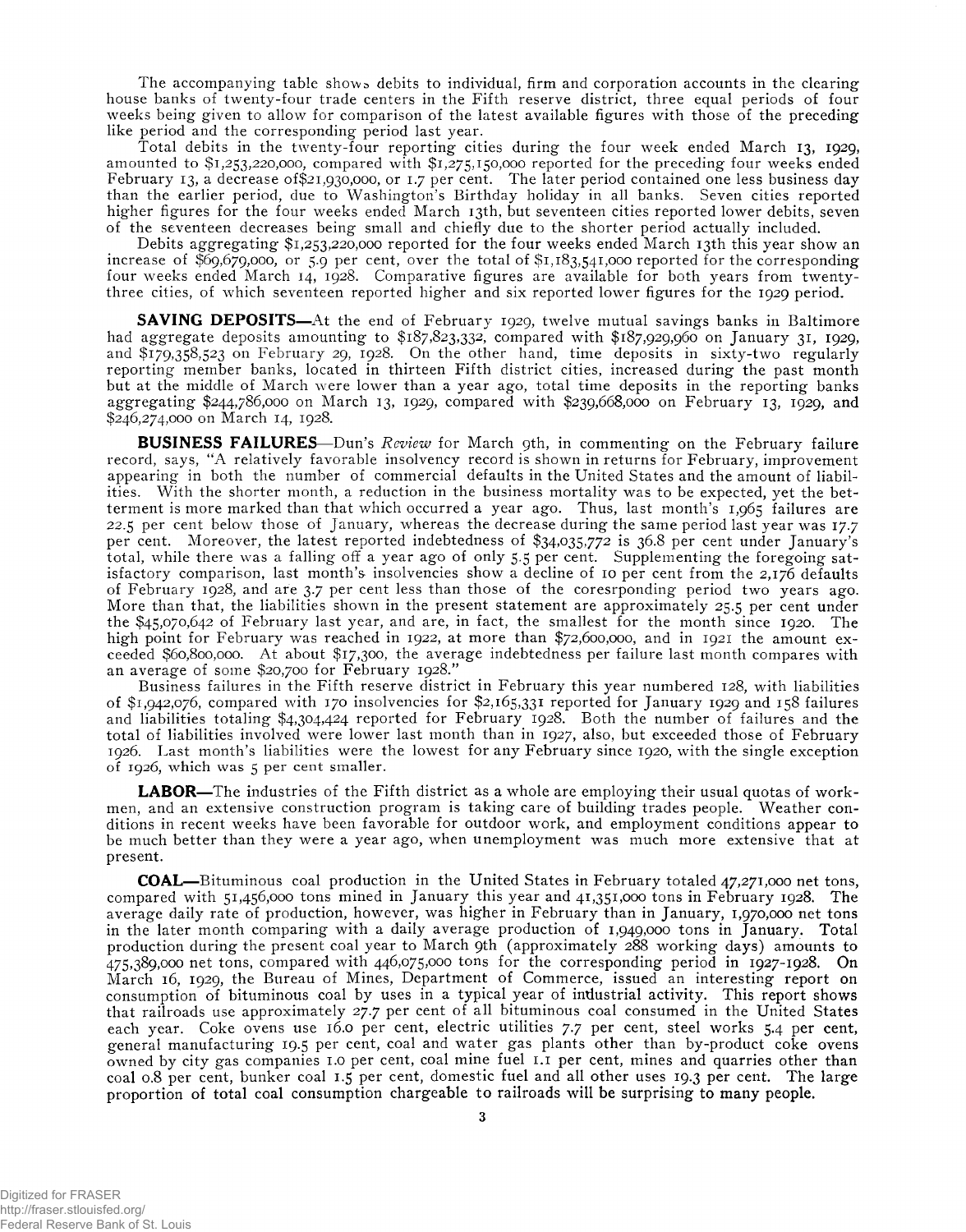The accompanying table shows debits to individual, firm and corporation accounts in the clearing house banks of twenty-four trade centers in the Fifth reserve district, three equal periods of four weeks being given to allow for comparison of the latest available figures with those of the preceding like period and the corresponding period last year.

Total debits in the twenty-four reporting cities during the four week ended March 13, 1929, amounted to $1,253,220,000, compared with $1,275,150,000 reported for the preceding four weeks ended February 13, a decrease of$21,930,000, or 1.7 per cent. The later period contained one less business day than the earlier period, due to Washington's Birthday holiday in all banks. Seven cities reported higher figures for the four weeks ended March 13th, but seventeen cities reported lower debits, seven of the seventeen decreases being small and chiefly due to the shorter period actually included.

Debits aggregating $1,253,220,000 reported for the four weeks ended March 13th this year show an increase of $69,679,000, or 5.9 per cent, over the total of $1,183,541,000 reported for the corresponding four weeks ended March 14, 1928. Comparative figures are available for both years from twenty-three cities, of which seventeen reported higher and six reported lower figures for the 1929 period.

**SAVING DEPOSITS**—At the end of February 1929, twelve mutual savings banks in Baltimore had aggregate deposits amounting to $187,823,332, compared with $187,929,960 on January 31, 1929, and $179,358,523 on February 29, 1928. On the other hand, time deposits in sixty-two regularly reporting member banks, located in thirteen Fifth district cities, increased during the past month but at the middle of March were lower than a year ago, total time deposits in the reporting banks aggregating $244,786,000 on March 13, 1929, compared with $239,668,000 on February 13, 1929, and $246,274,000 on March 14, 1928.

**BUSINESS FAILURES**—Dun's *Review* for March 9th, in commenting on the February failure record, says, "A relatively favorable insolvency record is shown in returns for February, improvement appearing in both the number of commercial defaults in the United States and the amount of liabilities. With the shorter month, a reduction in the business mortality was to be expected, yet the betterment is more marked than that which occurred a year ago. Thus, last month's 1,965 failures are 22.5 per cent below those of January, whereas the decrease during the same period last year was 17.7 per cent. Moreover, the latest reported indebtedness of $34,035,772 is 36.8 per cent under January's total, while there was a falling off a year ago of only 5.5 per cent. Supplementing the foregoing satisfactory comparison, last month's insolvencies show a decline of 10 per cent from the 2,176 defaults of February 1928, and are 3.7 per cent less than those of the coresrponding period two years ago. More than that, the liabilities shown in the present statement are approximately 25.5 per cent under the $45,070,642 of February last year, and are, in fact, the smallest for the month since 1920. The high point for February was reached in 1922, at more than $72,600,000, and in 1921 the amount exceeded $60,800,000. At about $17,300, the average indebtedness per failure last month compares with an average of some $20,700 for February 1928."

Business failures in the Fifth reserve district in February this year numbered 128, with liabilities of $1,942,076, compared with 170 insolvencies for $2,165,331 reported for January 1929 and 158 failures and liabilities totaling $4,304,424 reported for February 1928. Both the number of failures and the total of liabilities involved were lower last month than in 1927, also, but exceeded those of February 1926. Last month's liabilities were the lowest for any February since 1920, with the single exception of 1926, which was 5 per cent smaller.

**LABOR**—The industries of the Fifth district as a whole are employing their usual quotas of workmen, and an extensive construction program is taking care of building trades people. Weather conditions in recent weeks have been favorable for outdoor work, and employment conditions appear to be much better than they were a year ago, when unemployment was much more extensive that at present.

**COAL**—Bituminous coal production in the United States in February totaled 47,271,000 net tons, compared with 51,456,000 tons mined in January this year and 41,351,000 tons in February 1928. The average daily rate of production, however, was higher in February than in January, 1,970,000 net tons in the later month comparing with a daily average production of 1,949,000 tons in January. Total production during the present coal year to March 9th (approximately 288 working days) amounts to 475,389,000 net tons, compared with 446,075,000 tons for the corresponding period in 1927-1928. On March 16, 1929, the Bureau of Mines, Department of Commerce, issued an interesting report on consumption of bituminous coal by uses in a typical year of industrial activity. This report shows that railroads use approximately 27.7 per cent of all bituminous coal consumed in the United States each year. Coke ovens use 16.0 per cent, electric utilities 7.7 per cent, steel works 5.4 per cent, general manufacturing 19.5 per cent, coal and water gas plants other than by-product coke ovens owned by city gas companies 1.0 per cent, coal mine fuel 1.1 per cent, mines and quarries other than coal 0.8 per cent, bunker coal 1.5 per cent, domestic fuel and all other uses 19.3 per cent. The large proportion of total coal consumption chargeable to railroads will be surprising to many people.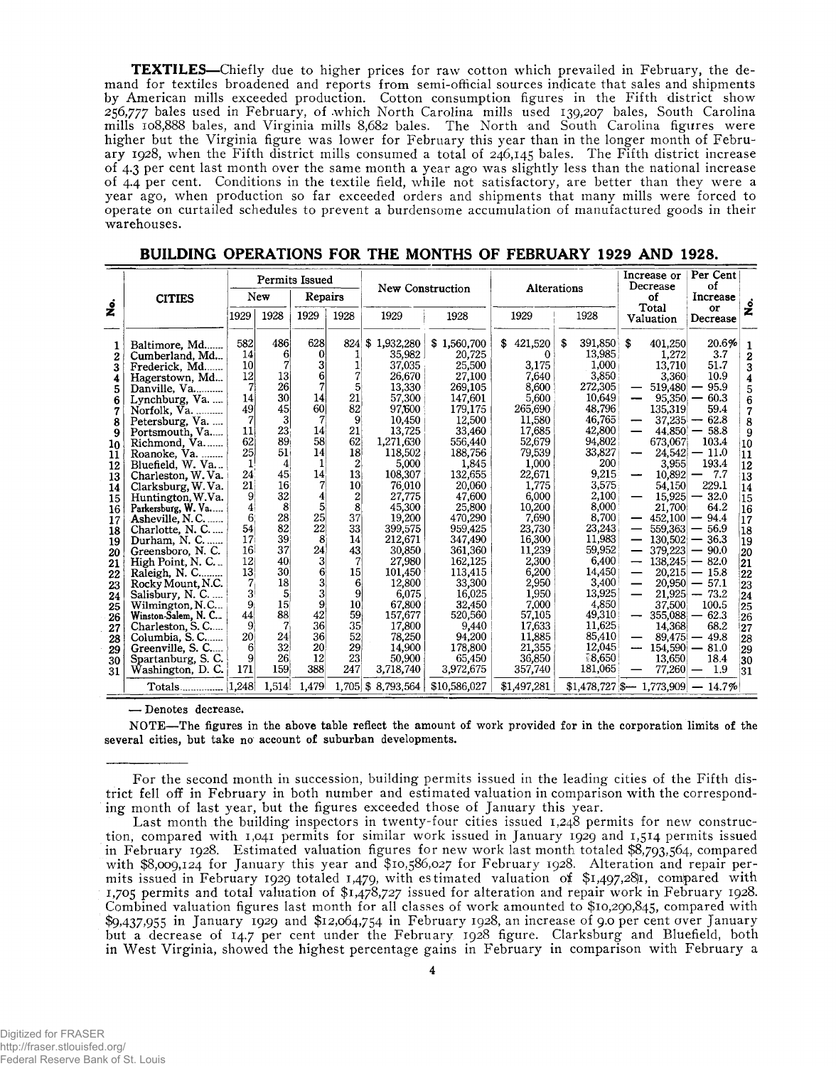**TEXTILES**—Chiefly due to higher prices for raw cotton which prevailed in February, the demand for textiles broadened and reports from semi-official sources indicate that sales and shipments by American mills exceeded production. Cotton consumption figures in the Fifth district show 256,777 bales used in February, of which North Carolina mills used 139,207 bales, South Carolina mills 108,888 bales, and Virginia mills 8,682 bales. The North and South Carolina figures were higher but the Virginia figure was lower for February this year than in the longer month of February 1928, when the Fifth district mills consumed a total of 246,145 bales. The Fifth district increase of 4.3 per cent last month over the same month a year ago was slightly less than the national increase of 4.4 per cent. Conditions in the textile field, while not satisfactory, are better than they were a year ago, when production so far exceeded orders and shipments that many mills were forced to operate on curtailed schedules to prevent a burdensome accumulation of manufactured goods in their warehouses.

## BUILDING OPERATIONS FOR THE MONTHS OF FEBRUARY 1929 AND 1928.

| No. | CITIES | Permits Issued | | | | New Construction | | Alterations | | Increase or Decrease of Total Valuation | Per Cent of Increase or Decrease | No. |
|---|---|---|---|---|---|---|---|---|---|---|---|---|
| | | New | | Repairs | | | | | | | | |
| | | 1929 | 1928 | 1929 | 1928 | 1929 | 1928 | 1929 | 1928 | | | |
| 1 | Baltimore, Md. | 582 | 486 | 628 | 824 | $ 1,932,280 | $ 1,560,700 | $ 421,520 | $ 391,850 | $ 401,250 | 20.6% | 1 |
| 2 | Cumberland, Md. | 14 | 6 | 0 | 1 | 35,982 | 20,725 | 0 | 13,985 | 1,272 | 3.7 | 2 |
| 3 | Frederick, Md. | 10 | 7 | 3 | 1 | 37,035 | 25,500 | 3,175 | 1,000 | 13,710 | 51.7 | 3 |
| 4 | Hagerstown, Md. | 12 | 13 | 6 | 7 | 26,670 | 27,100 | 7,640 | 3,850 | 3,360 | 10.9 | 4 |
| 5 | Danville, Va. | 7 | 26 | 7 | 5 | 13,330 | 269,105 | 8,600 | 272,305 | — 519,480 | — 95.9 | 5 |
| 6 | Lynchburg, Va. | 14 | 30 | 14 | 21 | 57,300 | 147,601 | 5,600 | 10,649 | — 95,350 | — 60.3 | 6 |
| 7 | Norfolk, Va. | 49 | 45 | 60 | 82 | 97,600 | 179,175 | 265,690 | 48,796 | 135,319 | 59.4 | 7 |
| 8 | Petersburg, Va. | 7 | 3 | 7 | 9 | 10,450 | 12,500 | 11,580 | 46,765 | — 37,235 | — 62.8 | 8 |
| 9 | Portsmouth, Va. | 11 | 23 | 14 | 21 | 13,725 | 33,460 | 17,685 | 42,800 | — 44,850 | — 58.8 | 9 |
| 10 | Richmond, Va. | 62 | 89 | 58 | 62 | 1,271,630 | 556,440 | 52,679 | 94,802 | 673,067 | 103.4 | 10 |
| 11 | Roanoke, Va. | 25 | 51 | 14 | 18 | 118,502 | 188,756 | 79,539 | 33,827 | — 24,542 | — 11.0 | 11 |
| 12 | Bluefield, W. Va. | 1 | 4 | 1 | 2 | 5,000 | 1,845 | 1,000 | 200 | 3,955 | 193.4 | 12 |
| 13 | Charleston, W. Va. | 24 | 45 | 14 | 13 | 108,307 | 132,655 | 22,671 | 9,215 | — 10,892 | — 7.7 | 13 |
| 14 | Clarksburg, W. Va. | 21 | 16 | 7 | 10 | 76,010 | 20,060 | 1,775 | 3,575 | 54,150 | 229.1 | 14 |
| 15 | Huntington, W. Va. | 9 | 32 | 4 | 2 | 27,775 | 47,600 | 6,000 | 2,100 | — 15,925 | — 32.0 | 15 |
| 16 | Parkersburg, W. Va. | 4 | 8 | 5 | 8 | 45,300 | 25,800 | 10,200 | 8,000 | 21,700 | 64.2 | 16 |
| 17 | Asheville, N. C. | 6 | 28 | 25 | 37 | 19,200 | 470,290 | 7,690 | 8,700 | — 452,100 | — 94.4 | 17 |
| 18 | Charlotte, N. C. | 54 | 82 | 22 | 33 | 399,575 | 959,425 | 23,730 | 23,243 | — 559,363 | — 56.9 | 18 |
| 19 | Durham, N. C. | 17 | 39 | 8 | 14 | 212,671 | 347,490 | 16,300 | 11,983 | — 130,502 | — 36.3 | 19 |
| 20 | Greensboro, N. C. | 16 | 37 | 24 | 43 | 30,850 | 361,360 | 11,239 | 59,952 | — 379,223 | — 90.0 | 20 |
| 21 | High Point, N. C. | 12 | 40 | 3 | 7 | 27,980 | 162,125 | 2,300 | 6,400 | — 138,245 | — 82.0 | 21 |
| 22 | Raleigh, N. C. | 13 | 30 | 6 | 15 | 101,450 | 113,415 | 6,200 | 14,450 | — 20,215 | — 15.8 | 22 |
| 23 | Rocky Mount, N.C. | 7 | 18 | 3 | 6 | 12,800 | 33,300 | 2,950 | 3,400 | — 20,950 | — 57.1 | 23 |
| 24 | Salisbury, N. C. | 3 | 5 | 3 | 9 | 6,075 | 16,025 | 1,950 | 13,925 | — 21,925 | — 73.2 | 24 |
| 25 | Wilmington, N.C. | 9 | 15 | 9 | 10 | 67,800 | 32,450 | 7,000 | 4,850 | 37,500 | 100.5 | 25 |
| 26 | Winston-Salem, N. C. | 44 | 88 | 42 | 59 | 157,677 | 520,560 | 57,105 | 49,310 | — 355,088 | — 62.3 | 26 |
| 27 | Charleston, S. C. | 9 | 7 | 36 | 35 | 17,800 | 9,440 | 17,633 | 11,625 | 14,368 | 68.2 | 27 |
| 28 | Columbia, S. C. | 20 | 24 | 36 | 52 | 78,250 | 94,200 | 11,885 | 85,410 | — 89,475 | — 49.8 | 28 |
| 29 | Greenville, S. C. | 6 | 32 | 20 | 29 | 14,900 | 178,800 | 21,355 | 12,045 | — 154,590 | — 81.0 | 29 |
| 30 | Spartanburg, S. C. | 9 | 26 | 12 | 23 | 50,900 | 65,450 | 36,850 | 8,650 | 13,650 | 18.4 | 30 |
| 31 | Washington, D. C. | 171 | 159 | 388 | 247 | 3,718,740 | 3,972,675 | 357,740 | 181,065 | — 77,260 | — 1.9 | 31 |
| | Totals | 1,248 | 1,514 | 1,479 | 1,705 | $ 8,793,564 | $10,586,027 | $1,497,281 | $1,478,727 | $— 1,773,909 | — 14.7% | |

— Denotes decrease.

NOTE—The figures in the above table reflect the amount of work provided for in the corporation limits of the several cities, but take no account of suburban developments.

---

For the second month in succession, building permits issued in the leading cities of the Fifth district fell off in February in both number and estimated valuation in comparison with the corresponding month of last year, but the figures exceeded those of January this year.

Last month the building inspectors in twenty-four cities issued 1,248 permits for new construction, compared with 1,041 permits for similar work issued in January 1929 and 1,514 permits issued in February 1928. Estimated valuation figures for new work last month totaled $8,793,564, compared with $8,009,124 for January this year and $10,586,027 for February 1928. Alteration and repair permits issued in February 1929 totaled 1,479, with estimated valuation of $1,497,281, compared with 1,705 permits and total valuation of $1,478,727 issued for alteration and repair work in February 1928. Combined valuation figures last month for all classes of work amounted to $10,290,845, compared with $9,437,955 in January 1929 and $12,064,754 in February 1928, an increase of 9.0 per cent over January but a decrease of 14.7 per cent under the February 1928 figure. Clarksburg and Bluefield, both in West Virginia, showed the highest percentage gains in February in comparison with February a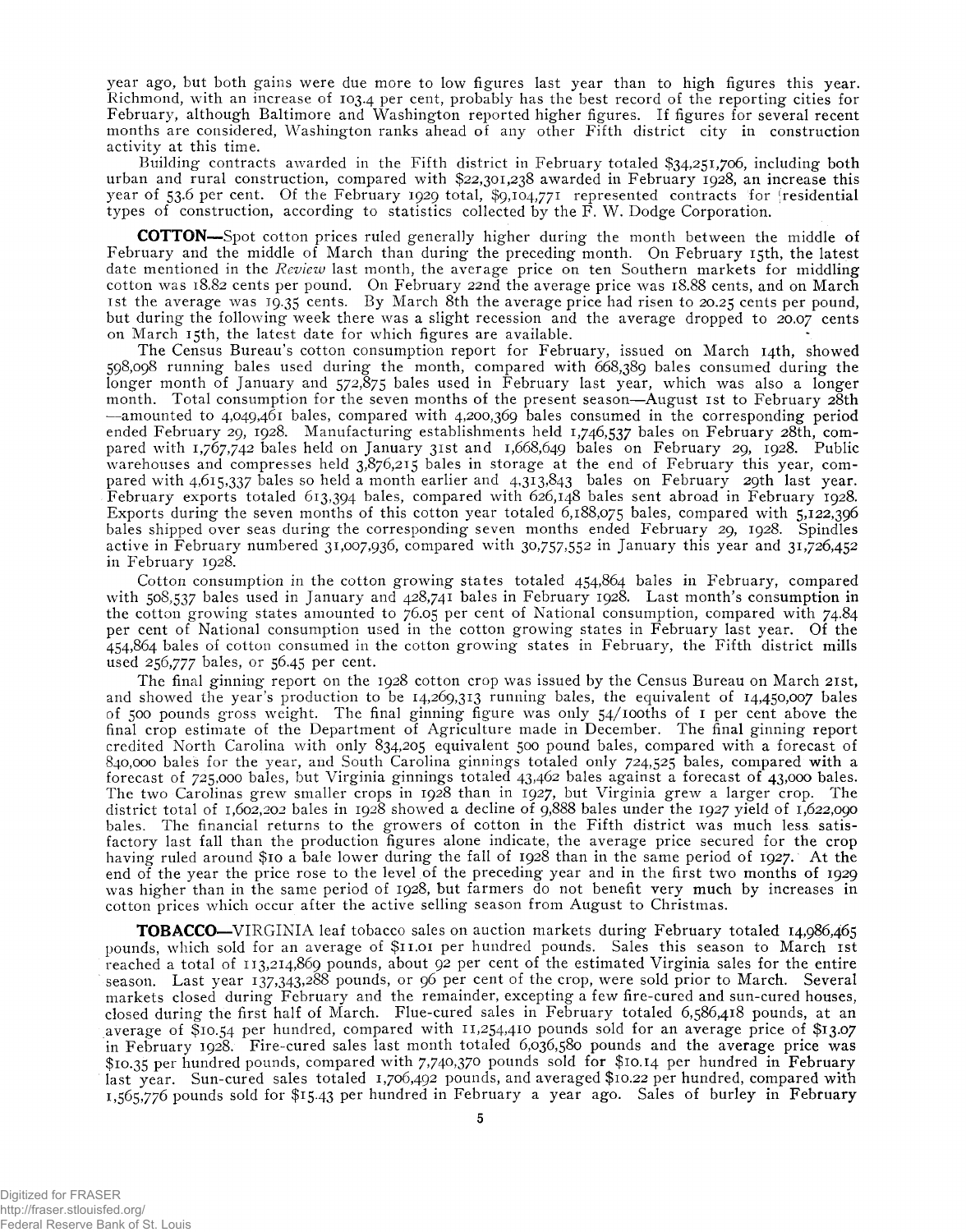year ago, but both gains were due more to low figures last year than to high figures this year. Richmond, with an increase of 103.4 per cent, probably has the best record of the reporting cities for February, although Baltimore and Washington reported higher figures. If figures for several recent months are considered, Washington ranks ahead of any other Fifth district city in construction activity at this time.

Building contracts awarded in the Fifth district in February totaled $34,251,706, including both urban and rural construction, compared with $22,301,238 awarded in February 1928, an increase this year of 53.6 per cent. Of the February 1929 total, $9,104,771 represented contracts for residential types of construction, according to statistics collected by the F. W. Dodge Corporation.

**COTTON**—Spot cotton prices ruled generally higher during the month between the middle of February and the middle of March than during the preceding month. On February 15th, the latest date mentioned in the *Review* last month, the average price on ten Southern markets for middling cotton was 18.82 cents per pound. On February 22nd the average price was 18.88 cents, and on March 1st the average was 19.35 cents. By March 8th the average price had risen to 20.25 cents per pound, but during the following week there was a slight recession and the average dropped to 20.07 cents on March 15th, the latest date for which figures are available.

The Census Bureau's cotton consumption report for February, issued on March 14th, showed 598,098 running bales used during the month, compared with 668,389 bales consumed during the longer month of January and 572,875 bales used in February last year, which was also a longer month. Total consumption for the seven months of the present season—August 1st to February 28th—amounted to 4,049,461 bales, compared with 4,200,369 bales consumed in the corresponding period ended February 29, 1928. Manufacturing establishments held 1,746,537 bales on February 28th, compared with 1,767,742 bales held on January 31st and 1,668,649 bales on February 29, 1928. Public warehouses and compresses held 3,876,215 bales in storage at the end of February this year, compared with 4,615,337 bales so held a month earlier and 4,313,843 bales on February 29th last year. February exports totaled 613,394 bales, compared with 626,148 bales sent abroad in February 1928. Exports during the seven months of this cotton year totaled 6,188,075 bales, compared with 5,122,396 bales shipped over seas during the corresponding seven months ended February 29, 1928. Spindles active in February numbered 31,007,936, compared with 30,757,552 in January this year and 31,726,452 in February 1928.

Cotton consumption in the cotton growing states totaled 454,864 bales in February, compared with 508,537 bales used in January and 428,741 bales in February 1928. Last month's consumption in the cotton growing states amounted to 76.05 per cent of National consumption, compared with 74.84 per cent of National consumption used in the cotton growing states in February last year. Of the 454,864 bales of cotton consumed in the cotton growing states in February, the Fifth district mills used 256,777 bales, or 56.45 per cent.

The final ginning report on the 1928 cotton crop was issued by the Census Bureau on March 21st, and showed the year's production to be 14,269,313 running bales, the equivalent of 14,450,007 bales of 500 pounds gross weight. The final ginning figure was only 54/100ths of 1 per cent above the final crop estimate of the Department of Agriculture made in December. The final ginning report credited North Carolina with only 834,205 equivalent 500 pound bales, compared with a forecast of 840,000 bales for the year, and South Carolina ginnings totaled only 724,525 bales, compared with a forecast of 725,000 bales, but Virginia ginnings totaled 43,462 bales against a forecast of 43,000 bales. The two Carolinas grew smaller crops in 1928 than in 1927, but Virginia grew a larger crop. The district total of 1,602,202 bales in 1928 showed a decline of 9,888 bales under the 1927 yield of 1,622,090 bales. The financial returns to the growers of cotton in the Fifth district was much less satisfactory last fall than the production figures alone indicate, the average price secured for the crop having ruled around $10 a bale lower during the fall of 1928 than in the same period of 1927. At the end of the year the price rose to the level of the preceding year and in the first two months of 1929 was higher than in the same period of 1928, but farmers do not benefit very much by increases in cotton prices which occur after the active selling season from August to Christmas.

**TOBACCO**—VIRGINIA leaf tobacco sales on auction markets during February totaled 14,986,465 pounds, which sold for an average of $11.01 per hundred pounds. Sales this season to March 1st reached a total of 113,214,869 pounds, about 92 per cent of the estimated Virginia sales for the entire season. Last year 137,343,288 pounds, or 96 per cent of the crop, were sold prior to March. Several markets closed during February and the remainder, excepting a few fire-cured and sun-cured houses, closed during the first half of March. Flue-cured sales in February totaled 6,586,418 pounds, at an average of $10.54 per hundred, compared with 11,254,410 pounds sold for an average price of $13.07 in February 1928. Fire-cured sales last month totaled 6,036,580 pounds and the average price was $10.35 per hundred pounds, compared with 7,740,370 pounds sold for $10.14 per hundred in February last year. Sun-cured sales totaled 1,706,492 pounds, and averaged $10.22 per hundred, compared with 1,565,776 pounds sold for $15.43 per hundred in February a year ago. Sales of burley in February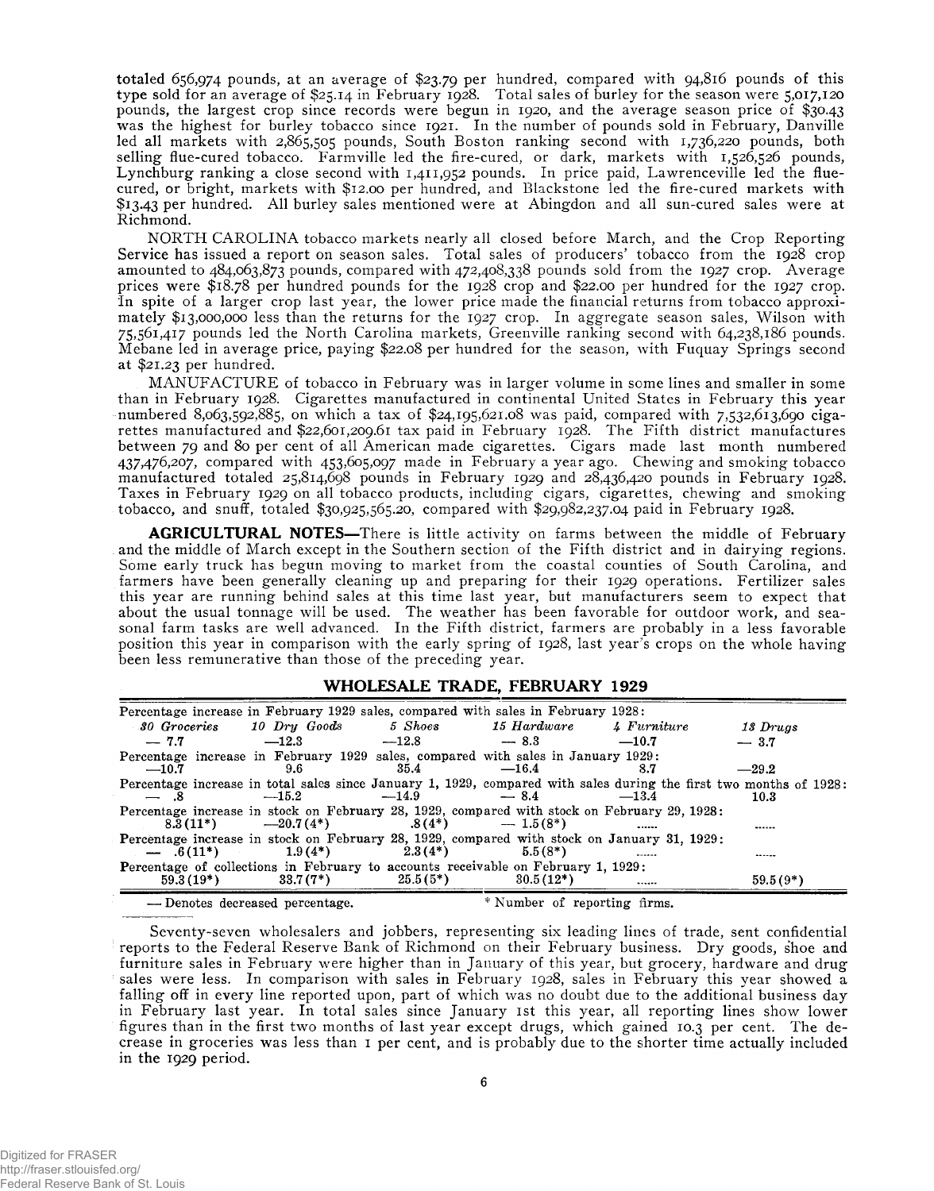totaled 656,974 pounds, at an average of $23.79 per hundred, compared with 94,816 pounds of this type sold for an average of $25.14 in February 1928. Total sales of burley for the season were 5,017,120 pounds, the largest crop since records were begun in 1920, and the average season price of $30.43 was the highest for burley tobacco since 1921. In the number of pounds sold in February, Danville led all markets with 2,865,505 pounds, South Boston ranking second with 1,736,220 pounds, both selling flue-cured tobacco. Farmville led the fire-cured, or dark, markets with 1,526,526 pounds, Lynchburg ranking a close second with 1,411,952 pounds. In price paid, Lawrenceville led the flue-cured, or bright, markets with $12.00 per hundred, and Blackstone led the fire-cured markets with $13.43 per hundred. All burley sales mentioned were at Abingdon and all sun-cured sales were at Richmond.

NORTH CAROLINA tobacco markets nearly all closed before March, and the Crop Reporting Service has issued a report on season sales. Total sales of producers' tobacco from the 1928 crop amounted to 484,063,873 pounds, compared with 472,408,338 pounds sold from the 1927 crop. Average prices were $18.78 per hundred pounds for the 1928 crop and $22.00 per hundred for the 1927 crop. In spite of a larger crop last year, the lower price made the financial returns from tobacco approximately $13,000,000 less than the returns for the 1927 crop. In aggregate season sales, Wilson with 75,561,417 pounds led the North Carolina markets, Greenville ranking second with 64,238,186 pounds. Mebane led in average price, paying $22.08 per hundred for the season, with Fuquay Springs second at $21.23 per hundred.

MANUFACTURE of tobacco in February was in larger volume in some lines and smaller in some than in February 1928. Cigarettes manufactured in continental United States in February this year numbered 8,063,592,885, on which a tax of $24,195,621.08 was paid, compared with 7,532,613,690 cigarettes manufactured and $22,601,209.61 tax paid in February 1928. The Fifth district manufactures between 79 and 80 per cent of all American made cigarettes. Cigars made last month numbered 437,476,207, compared with 453,605,097 made in February a year ago. Chewing and smoking tobacco manufactured totaled 25,814,698 pounds in February 1929 and 28,436,420 pounds in February 1928. Taxes in February 1929 on all tobacco products, including cigars, cigarettes, chewing and smoking tobacco, and snuff, totaled $30,925,565.20, compared with $29,982,237.04 paid in February 1928.

**AGRICULTURAL NOTES**—There is little activity on farms between the middle of February and the middle of March except in the Southern section of the Fifth district and in dairying regions. Some early truck has begun moving to market from the coastal counties of South Carolina, and farmers have been generally cleaning up and preparing for their 1929 operations. Fertilizer sales this year are running behind sales at this time last year, but manufacturers seem to expect that about the usual tonnage will be used. The weather has been favorable for outdoor work, and seasonal farm tasks are well advanced. In the Fifth district, farmers are probably in a less favorable position this year in comparison with the early spring of 1928, last year's crops on the whole having been less remunerative than those of the preceding year.

## WHOLESALE TRADE, FEBRUARY 1929

| | *30 Groceries* | *10 Dry Goods* | *5 Shoes* | *15 Hardware* | *4 Furniture* | *13 Drugs* |
|---|---|---|---|---|---|---|
| Percentage increase in February 1929 sales, compared with sales in February 1928: | — 7.7 | —12.3 | —12.8 | — 8.3 | —10.7 | — 3.7 |
| Percentage increase in February 1929 sales, compared with sales in January 1929: | —10.7 | 9.6 | 35.4 | —16.4 | 8.7 | —29.2 |
| Percentage increase in total sales since January 1, 1929, compared with sales during the first two months of 1928: | — .8 | —15.2 | —14.9 | — 8.4 | —13.4 | 10.3 |
| Percentage increase in stock on February 28, 1929, compared with stock on February 29, 1928: | 8.3 (11*) | —20.7 (4*) | .8 (4*) | — 1.5 (8*) | ...... | ...... |
| Percentage increase in stock on February 28, 1929, compared with stock on January 31, 1929: | — .6 (11*) | 1.9 (4*) | 2.3 (4*) | 5.5 (8*) | ...... | ...... |
| Percentage of collections in February to accounts receivable on February 1, 1929: | 59.3 (19*) | 33.7 (7*) | 25.5 (5*) | 30.5 (12*) | ...... | 59.5 (9*) |

— Denotes decreased percentage. * Number of reporting firms.

Seventy-seven wholesalers and jobbers, representing six leading lines of trade, sent confidential reports to the Federal Reserve Bank of Richmond on their February business. Dry goods, shoe and furniture sales in February were higher than in January of this year, but grocery, hardware and drug sales were less. In comparison with sales in February 1928, sales in February this year showed a falling off in every line reported upon, part of which was no doubt due to the additional business day in February last year. In total sales since January 1st this year, all reporting lines show lower figures than in the first two months of last year except drugs, which gained 10.3 per cent. The decrease in groceries was less than 1 per cent, and is probably due to the shorter time actually included in the 1929 period.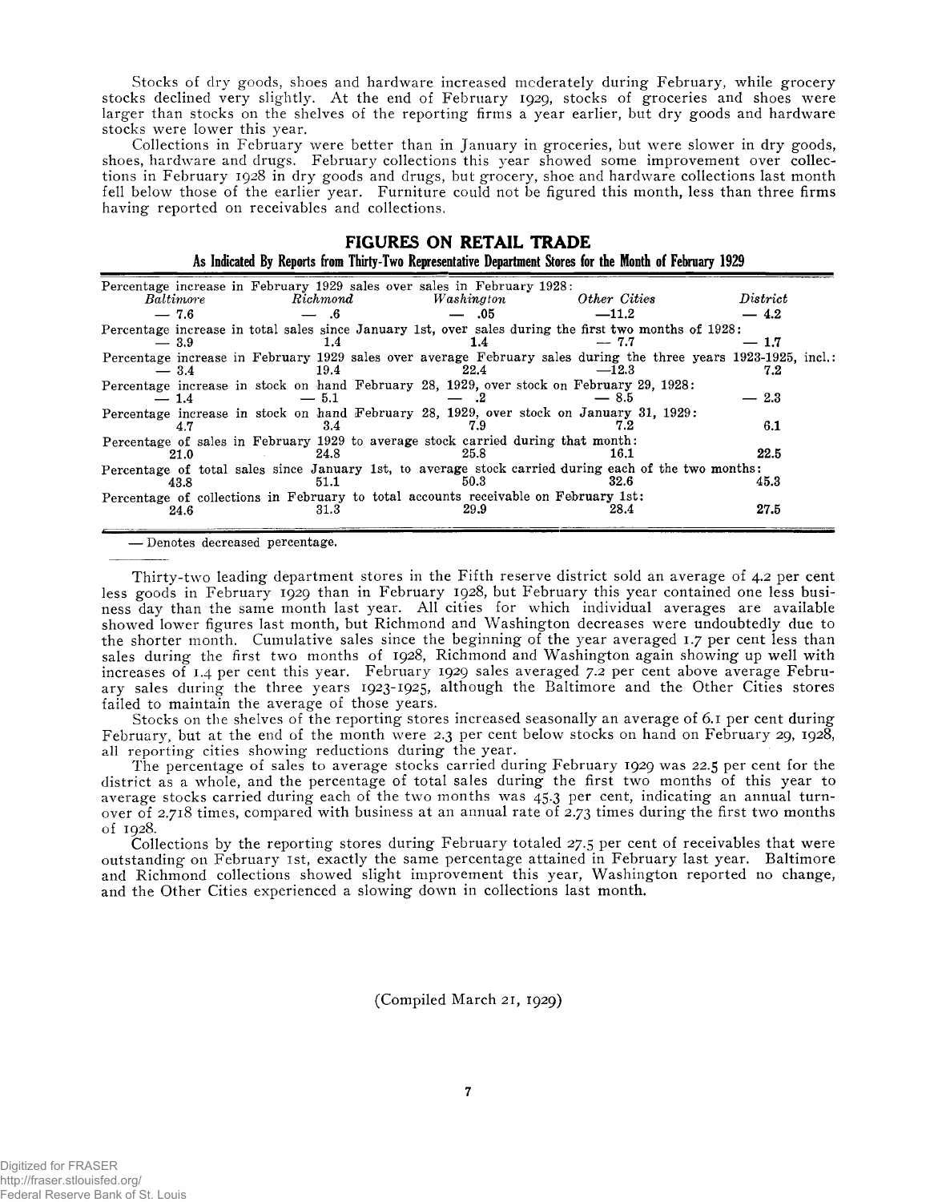Stocks of dry goods, shoes and hardware increased moderately during February, while grocery stocks declined very slightly. At the end of February 1929, stocks of groceries and shoes were larger than stocks on the shelves of the reporting firms a year earlier, but dry goods and hardware stocks were lower this year.

Collections in February were better than in January in groceries, but were slower in dry goods, shoes, hardware and drugs. February collections this year showed some improvement over collections in February 1928 in dry goods and drugs, but grocery, shoe and hardware collections last month fell below those of the earlier year. Furniture could not be figured this month, less than three firms having reported on receivables and collections.

## FIGURES ON RETAIL TRADE

### As Indicated By Reports from Thirty-Two Representative Department Stores for the Month of February 1929

| | *Baltimore* | *Richmond* | *Washington* | *Other Cities* | *District* |
|---|---|---|---|---|---|
| Percentage increase in February 1929 sales over sales in February 1928: | — 7.6 | — .6 | — .05 | —11.2 | — 4.2 |
| Percentage increase in total sales since January 1st, over sales during the first two months of 1928: | — 3.9 | 1.4 | 1.4 | — 7.7 | — 1.7 |
| Percentage increase in February 1929 sales over average February sales during the three years 1923-1925, incl.: | — 3.4 | 19.4 | 22.4 | —12.3 | 7.2 |
| Percentage increase in stock on hand February 28, 1929, over stock on February 29, 1928: | — 1.4 | — 5.1 | — .2 | — 8.5 | — 2.3 |
| Percentage increase in stock on hand February 28, 1929, over stock on January 31, 1929: | 4.7 | 3.4 | 7.9 | 7.2 | 6.1 |
| Percentage of sales in February 1929 to average stock carried during that month: | 21.0 | 24.8 | 25.8 | 16.1 | 22.5 |
| Percentage of total sales since January 1st, to average stock carried during each of the two months: | 43.8 | 51.1 | 50.3 | 32.6 | 45.3 |
| Percentage of collections in February to total accounts receivable on February 1st: | 24.6 | 31.3 | 29.9 | 28.4 | 27.5 |

— Denotes decreased percentage.

Thirty-two leading department stores in the Fifth reserve district sold an average of 4.2 per cent less goods in February 1929 than in February 1928, but February this year contained one less business day than the same month last year. All cities for which individual averages are available showed lower figures last month, but Richmond and Washington decreases were undoubtedly due to the shorter month. Cumulative sales since the beginning of the year averaged 1.7 per cent less than sales during the first two months of 1928, Richmond and Washington again showing up well with increases of 1.4 per cent this year. February 1929 sales averaged 7.2 per cent above average February sales during the three years 1923-1925, although the Baltimore and the Other Cities stores failed to maintain the average of those years.

Stocks on the shelves of the reporting stores increased seasonally an average of 6.1 per cent during February, but at the end of the month were 2.3 per cent below stocks on hand on February 29, 1928, all reporting cities showing reductions during the year.

The percentage of sales to average stocks carried during February 1929 was 22.5 per cent for the district as a whole, and the percentage of total sales during the first two months of this year to average stocks carried during each of the two months was 45.3 per cent, indicating an annual turnover of 2.718 times, compared with business at an annual rate of 2.73 times during the first two months of 1928.

Collections by the reporting stores during February totaled 27.5 per cent of receivables that were outstanding on February 1st, exactly the same percentage attained in February last year. Baltimore and Richmond collections showed slight improvement this year, Washington reported no change, and the Other Cities experienced a slowing down in collections last month.

(Compiled March 21, 1929)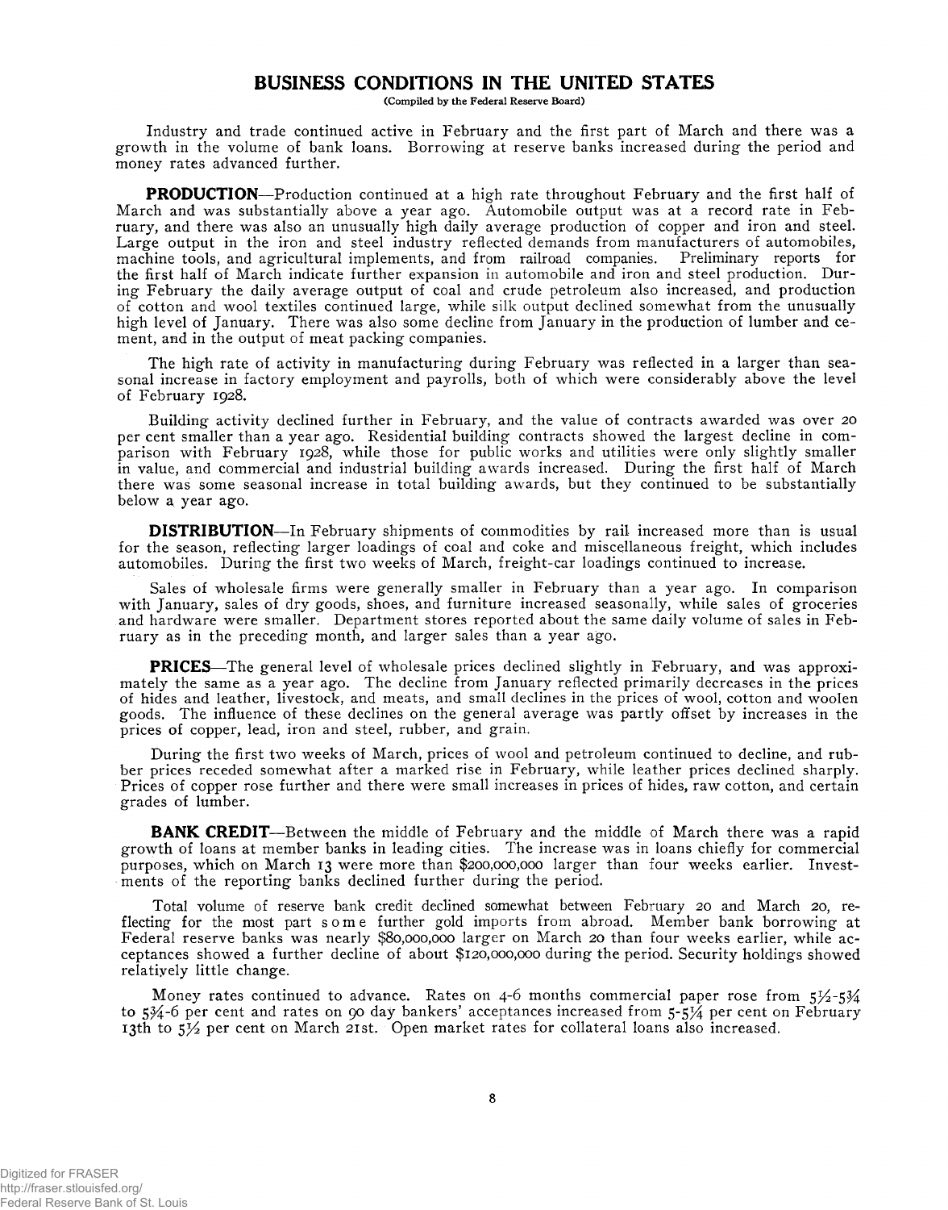# BUSINESS CONDITIONS IN THE UNITED STATES

(Compiled by the Federal Reserve Board)

Industry and trade continued active in February and the first part of March and there was a growth in the volume of bank loans. Borrowing at reserve banks increased during the period and money rates advanced further.

**PRODUCTION**—Production continued at a high rate throughout February and the first half of March and was substantially above a year ago. Automobile output was at a record rate in February, and there was also an unusually high daily average production of copper and iron and steel. Large output in the iron and steel industry reflected demands from manufacturers of automobiles, machine tools, and agricultural implements, and from railroad companies. Preliminary reports for the first half of March indicate further expansion in automobile and iron and steel production. During February the daily average output of coal and crude petroleum also increased, and production of cotton and wool textiles continued large, while silk output declined somewhat from the unusually high level of January. There was also some decline from January in the production of lumber and cement, and in the output of meat packing companies.

The high rate of activity in manufacturing during February was reflected in a larger than seasonal increase in factory employment and payrolls, both of which were considerably above the level of February 1928.

Building activity declined further in February, and the value of contracts awarded was over 20 per cent smaller than a year ago. Residential building contracts showed the largest decline in comparison with February 1928, while those for public works and utilities were only slightly smaller in value, and commercial and industrial building awards increased. During the first half of March there was some seasonal increase in total building awards, but they continued to be substantially below a year ago.

**DISTRIBUTION**—In February shipments of commodities by rail increased more than is usual for the season, reflecting larger loadings of coal and coke and miscellaneous freight, which includes automobiles. During the first two weeks of March, freight-car loadings continued to increase.

Sales of wholesale firms were generally smaller in February than a year ago. In comparison with January, sales of dry goods, shoes, and furniture increased seasonally, while sales of groceries and hardware were smaller. Department stores reported about the same daily volume of sales in February as in the preceding month, and larger sales than a year ago.

**PRICES**—The general level of wholesale prices declined slightly in February, and was approximately the same as a year ago. The decline from January reflected primarily decreases in the prices of hides and leather, livestock, and meats, and small declines in the prices of wool, cotton and woolen goods. The influence of these declines on the general average was partly offset by increases in the prices of copper, lead, iron and steel, rubber, and grain.

During the first two weeks of March, prices of wool and petroleum continued to decline, and rubber prices receded somewhat after a marked rise in February, while leather prices declined sharply. Prices of copper rose further and there were small increases in prices of hides, raw cotton, and certain grades of lumber.

**BANK CREDIT**—Between the middle of February and the middle of March there was a rapid growth of loans at member banks in leading cities. The increase was in loans chiefly for commercial purposes, which on March 13 were more than $200,000,000 larger than four weeks earlier. Investments of the reporting banks declined further during the period.

Total volume of reserve bank credit declined somewhat between February 20 and March 20, reflecting for the most part some further gold imports from abroad. Member bank borrowing at Federal reserve banks was nearly $80,000,000 larger on March 20 than four weeks earlier, while acceptances showed a further decline of about $120,000,000 during the period. Security holdings showed relatively little change.

Money rates continued to advance. Rates on 4-6 months commercial paper rose from 5½-5¾ to 5¾-6 per cent and rates on 90 day bankers' acceptances increased from 5-5¼ per cent on February 13th to 5½ per cent on March 21st. Open market rates for collateral loans also increased.